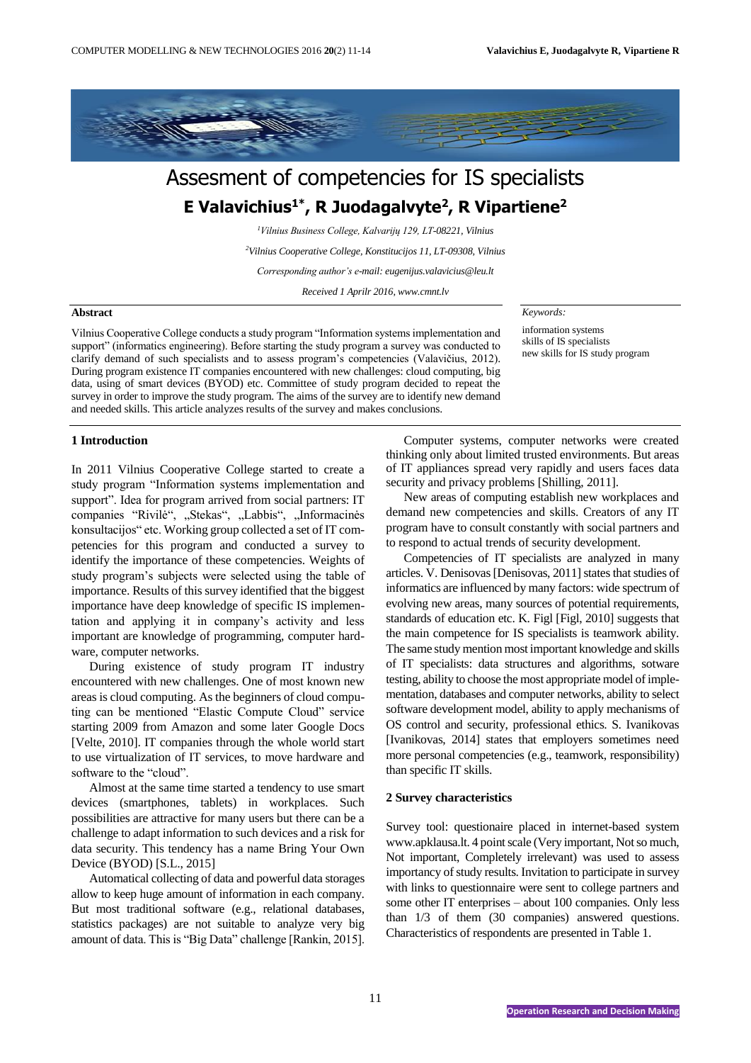# Assesment of competencies for IS specialists

## E Valavichius[1*], R Juodagalvyte[2], R Vipartiene[2]

[1]*Vilnius Business College, Kalvarijų 129, LT-08221, Vilnius*

[2]*Vilnius Cooperative College, Konstitucijos 11, LT-09308, Vilnius*

*Corresponding author's e-mail: eugenijus.valavicius@leu.lt*

*Received 1 Aprilr 2016, www.cmnt.lv*

**Abstract**

Vilnius Cooperative College conducts a study program "Information systems implementation and support" (informatics engineering). Before starting the study program a survey was conducted to clarify demand of such specialists and to assess program's competencies (Valavičius, 2012). During program existence IT companies encountered with new challenges: cloud computing, big data, using of smart devices (BYOD) etc. Committee of study program decided to repeat the survey in order to improve the study program. The aims of the survey are to identify new demand and needed skills. This article analyzes results of the survey and makes conclusions.

*Keywords:*

information systems
skills of IS specialists
new skills for IS study program

## 1 Introduction

In 2011 Vilnius Cooperative College started to create a study program "Information systems implementation and support". Idea for program arrived from social partners: IT companies "Rivilė", „Stekas", „Labbis", „Informacinės konsultacijos" etc. Working group collected a set of IT competencies for this program and conducted a survey to identify the importance of these competencies. Weights of study program's subjects were selected using the table of importance. Results of this survey identified that the biggest importance have deep knowledge of specific IS implementation and applying it in company's activity and less important are knowledge of programming, computer hardware, computer networks.

During existence of study program IT industry encountered with new challenges. One of most known new areas is cloud computing. As the beginners of cloud computing can be mentioned "Elastic Compute Cloud" service starting 2009 from Amazon and some later Google Docs [Velte, 2010]. IT companies through the whole world start to use virtualization of IT services, to move hardware and software to the "cloud".

Almost at the same time started a tendency to use smart devices (smartphones, tablets) in workplaces. Such possibilities are attractive for many users but there can be a challenge to adapt information to such devices and a risk for data security. This tendency has a name Bring Your Own Device (BYOD) [S.L., 2015]

Automatical collecting of data and powerful data storages allow to keep huge amount of information in each company. But most traditional software (e.g., relational databases, statistics packages) are not suitable to analyze very big amount of data. This is "Big Data" challenge [Rankin, 2015].

Computer systems, computer networks were created thinking only about limited trusted environments. But areas of IT appliances spread very rapidly and users faces data security and privacy problems [Shilling, 2011].

New areas of computing establish new workplaces and demand new competencies and skills. Creators of any IT program have to consult constantly with social partners and to respond to actual trends of security development.

Competencies of IT specialists are analyzed in many articles. V. Denisovas [Denisovas, 2011] states that studies of informatics are influenced by many factors: wide spectrum of evolving new areas, many sources of potential requirements, standards of education etc. K. Figl [Figl, 2010] suggests that the main competence for IS specialists is teamwork ability. The same study mention most important knowledge and skills of IT specialists: data structures and algorithms, sotware testing, ability to choose the most appropriate model of implementation, databases and computer networks, ability to select software development model, ability to apply mechanisms of OS control and security, professional ethics. S. Ivanikovas [Ivanikovas, 2014] states that employers sometimes need more personal competencies (e.g., teamwork, responsibility) than specific IT skills.

## 2 Survey characteristics

Survey tool: questionaire placed in internet-based system www.apklausa.lt. 4 point scale (Very important, Not so much, Not important, Completely irrelevant) was used to assess importancy of study results. Invitation to participate in survey with links to questionnaire were sent to college partners and some other IT enterprises – about 100 companies. Only less than 1/3 of them (30 companies) answered questions. Characteristics of respondents are presented in Table 1.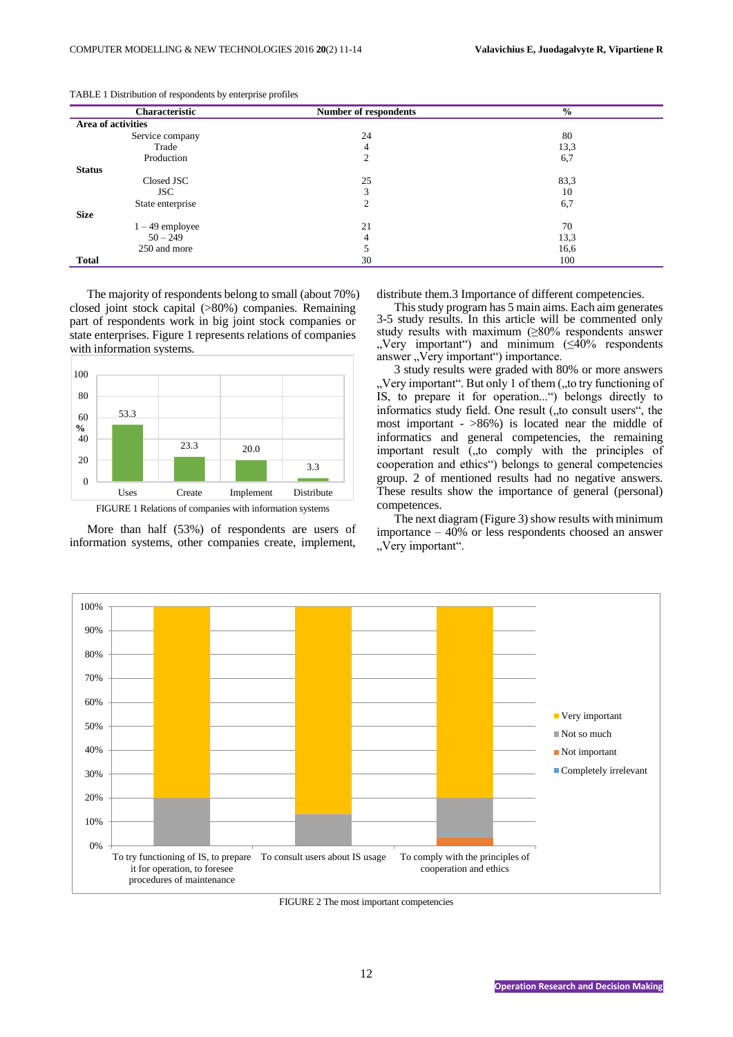TABLE 1 Distribution of respondents by enterprise profiles

| Characteristic | Number of respondents | % |
|---|---|---|
| **Area of activities** | | |
| Service company | 24 | 80 |
| Trade | 4 | 13,3 |
| Production | 2 | 6,7 |
| **Status** | | |
| Closed JSC | 25 | 83,3 |
| JSC | 3 | 10 |
| State enterprise | 2 | 6,7 |
| **Size** | | |
| 1 – 49 employee | 21 | 70 |
| 50 – 249 | 4 | 13,3 |
| 250 and more | 5 | 16,6 |
| **Total** | 30 | 100 |

The majority of respondents belong to small (about 70%) closed joint stock capital (>80%) companies. Remaining part of respondents work in big joint stock companies or state enterprises. Figure 1 represents relations of companies with information systems.

FIGURE 1 Relations of companies with information systems

More than half (53%) of respondents are users of information systems, other companies create, implement, distribute them.3 Importance of different competencies.

This study program has 5 main aims. Each aim generates 3-5 study results. In this article will be commented only study results with maximum (≥80% respondents answer „Very important“) and minimum (≤40% respondents answer „Very important“) importance.

3 study results were graded with 80% or more answers „Very important“. But only 1 of them („to try functioning of IS, to prepare it for operation...“) belongs directly to informatics study field. One result („to consult users“, the most important - >86%) is located near the middle of informatics and general competencies, the remaining important result („to comply with the principles of cooperation and ethics“) belongs to general competences group. 2 of mentioned results had no negative answers. These results show the importance of general (personal) competences.

The next diagram (Figure 3) show results with minimum importance – 40% or less respondents choosed an answer „Very important“.

FIGURE 2 The most important competencies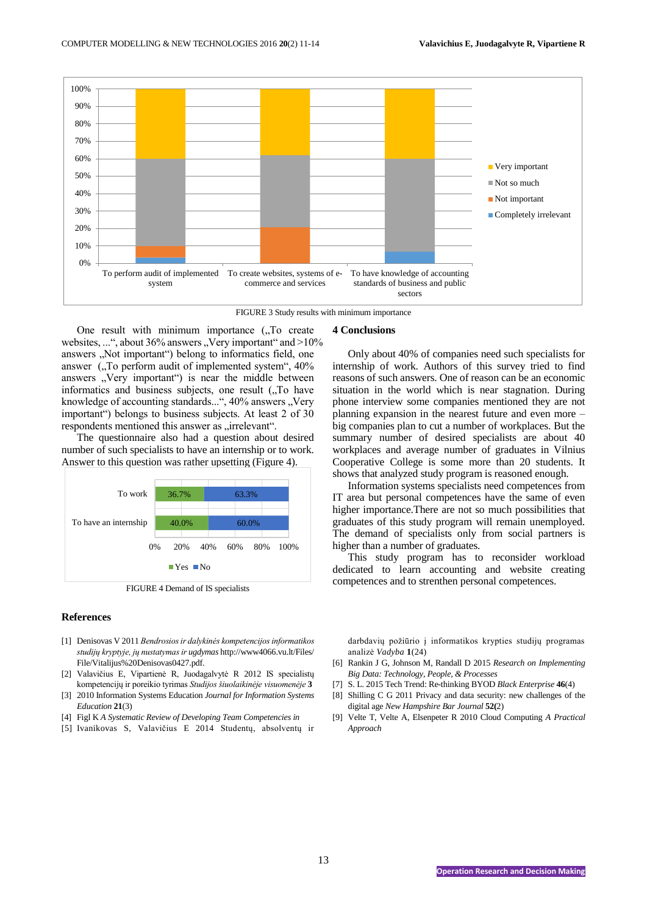FIGURE 3 Study results with minimum importance

One result with minimum importance („To create websites, ...", about 36% answers „Very important" and >10% answers „Not important") belong to informatics field, one answer („To perform audit of implemented system", 40% answers „Very important") is near the middle between informatics and business subjects, one result („To have knowledge of accounting standards...", 40% answers „Very important") belongs to business subjects. At least 2 of 30 respondents mentioned this answer as „irrelevant".

The questionnaire also had a question about desired number of such specialists to have an internship or to work. Answer to this question was rather upsetting (Figure 4).

FIGURE 4 Demand of IS specialists

## 4 Conclusions

Only about 40% of companies need such specialists for internship of work. Authors of this survey tried to find reasons of such answers. One of reason can be an economic situation in the world which is near stagnation. During phone interview some companies mentioned they are not planning expansion in the nearest future and even more – big companies plan to cut a number of workplaces. But the summary number of desired specialists are about 40 workplaces and average number of graduates in Vilnius Cooperative College is some more than 20 students. It shows that analyzed study program is reasoned enough.

Information systems specialists need competences from IT area but personal competences have the same of even higher importance.There are not so much possibilities that graduates of this study program will remain unemployed. The demand of specialists only from social partners is higher than a number of graduates.

This study program has to reconsider workload dedicated to learn accounting and website creating competences and to strenthen personal competences.

## References

[1] Denisovas V 2011 *Bendrosios ir dalykinės kompetencijos informatikos studijų kryptyje, jų nustatymas ir ugdymas* http://www4066.vu.lt/Files/File/Vitalijus%20Denisovas0427.pdf.

[2] Valavičius E, Vipartienė R, Juodagalvytė R 2012 IS specialistų kompetencijų ir poreikio tyrimas *Studijos šiuolaikinėje visuomenėje* **3**

[3] 2010 Information Systems Education *Journal for Information Systems Education* **21**(3)

[4] Figl K *A Systematic Review of Developing Team Competencies in*

[5] Ivanikovas S, Valavičius E 2014 Studentų, absolventų ir darbdavių požiūrio į informatikos krypties studijų programas analizė *Vadyba* **1**(24)

[6] Rankin J G, Johnson M, Randall D 2015 *Research on Implementing Big Data: Technology, People, & Processes*

[7] S. L. 2015 Tech Trend: Re-thinking BYOD *Black Enterprise* **46**(4)

[8] Shilling C G 2011 Privacy and data security: new challenges of the digital age *New Hampshire Bar Journal* **52**(2)

[9] Velte T, Velte A, Elsenpeter R 2010 Cloud Computing *A Practical Approach*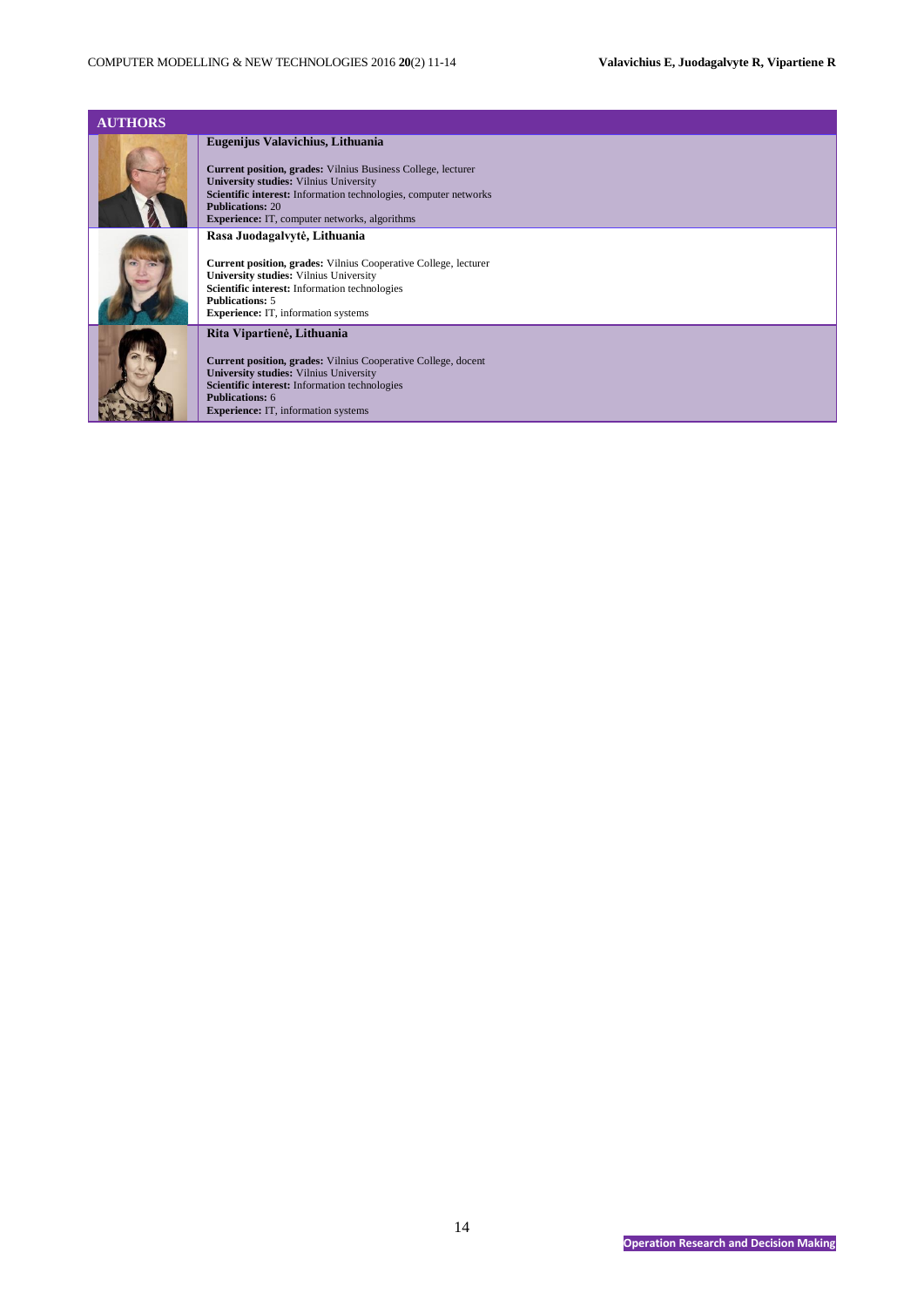## AUTHORS

**Eugenijus Valavichius, Lithuania**

**Current position, grades:** Vilnius Business College, lecturer
**University studies:** Vilnius University
**Scientific interest:** Information technologies, computer networks
**Publications:** 20
**Experience:** IT, computer networks, algorithms

**Rasa Juodagalvytė, Lithuania**

**Current position, grades:** Vilnius Cooperative College, lecturer
**University studies:** Vilnius University
**Scientific interest:** Information technologies
**Publications:** 5
**Experience:** IT, information systems

**Rita Vipartienė, Lithuania**

**Current position, grades:** Vilnius Cooperative College, docent
**University studies:** Vilnius University
**Scientific interest:** Information technologies
**Publications:** 6
**Experience:** IT, information systems